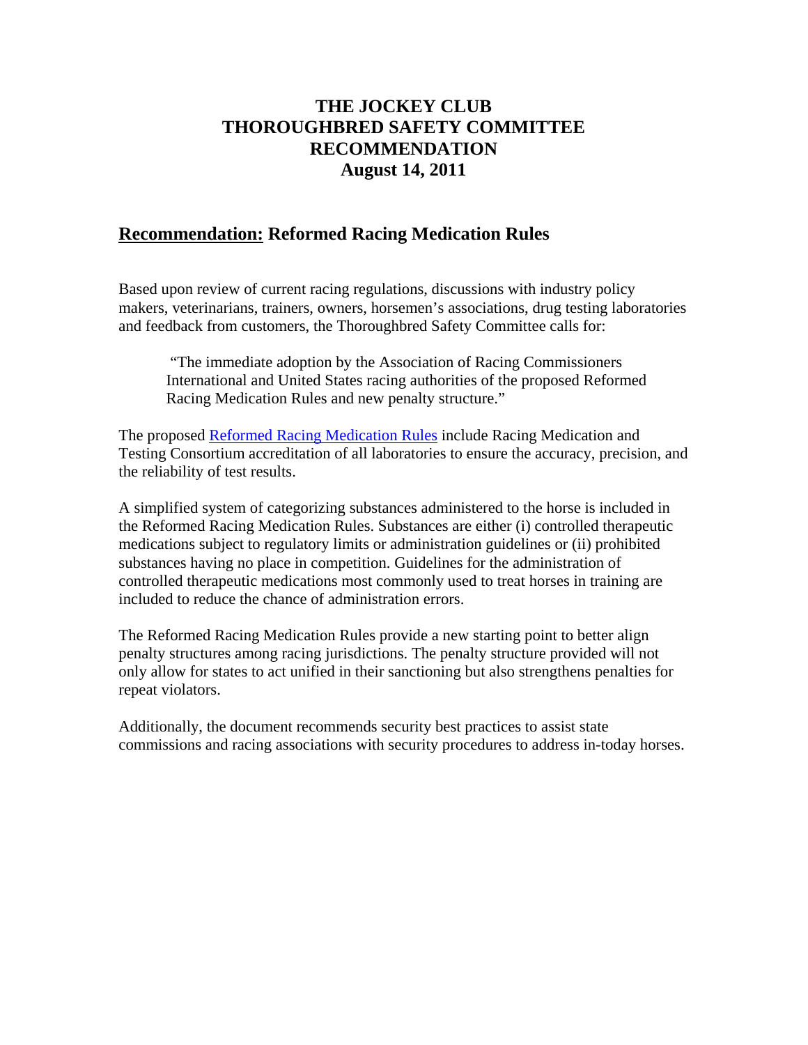# THE JOCKEY CLUB
# THOROUGHBRED SAFETY COMMITTEE
# RECOMMENDATION
# August 14, 2011

## **Recommendation:** Reformed Racing Medication Rules

Based upon review of current racing regulations, discussions with industry policy makers, veterinarians, trainers, owners, horsemen's associations, drug testing laboratories and feedback from customers, the Thoroughbred Safety Committee calls for:

> "The immediate adoption by the Association of Racing Commissioners International and United States racing authorities of the proposed Reformed Racing Medication Rules and new penalty structure."

The proposed Reformed Racing Medication Rules include Racing Medication and Testing Consortium accreditation of all laboratories to ensure the accuracy, precision, and the reliability of test results.

A simplified system of categorizing substances administered to the horse is included in the Reformed Racing Medication Rules. Substances are either (i) controlled therapeutic medications subject to regulatory limits or administration guidelines or (ii) prohibited substances having no place in competition. Guidelines for the administration of controlled therapeutic medications most commonly used to treat horses in training are included to reduce the chance of administration errors.

The Reformed Racing Medication Rules provide a new starting point to better align penalty structures among racing jurisdictions. The penalty structure provided will not only allow for states to act unified in their sanctioning but also strengthens penalties for repeat violators.

Additionally, the document recommends security best practices to assist state commissions and racing associations with security procedures to address in-today horses.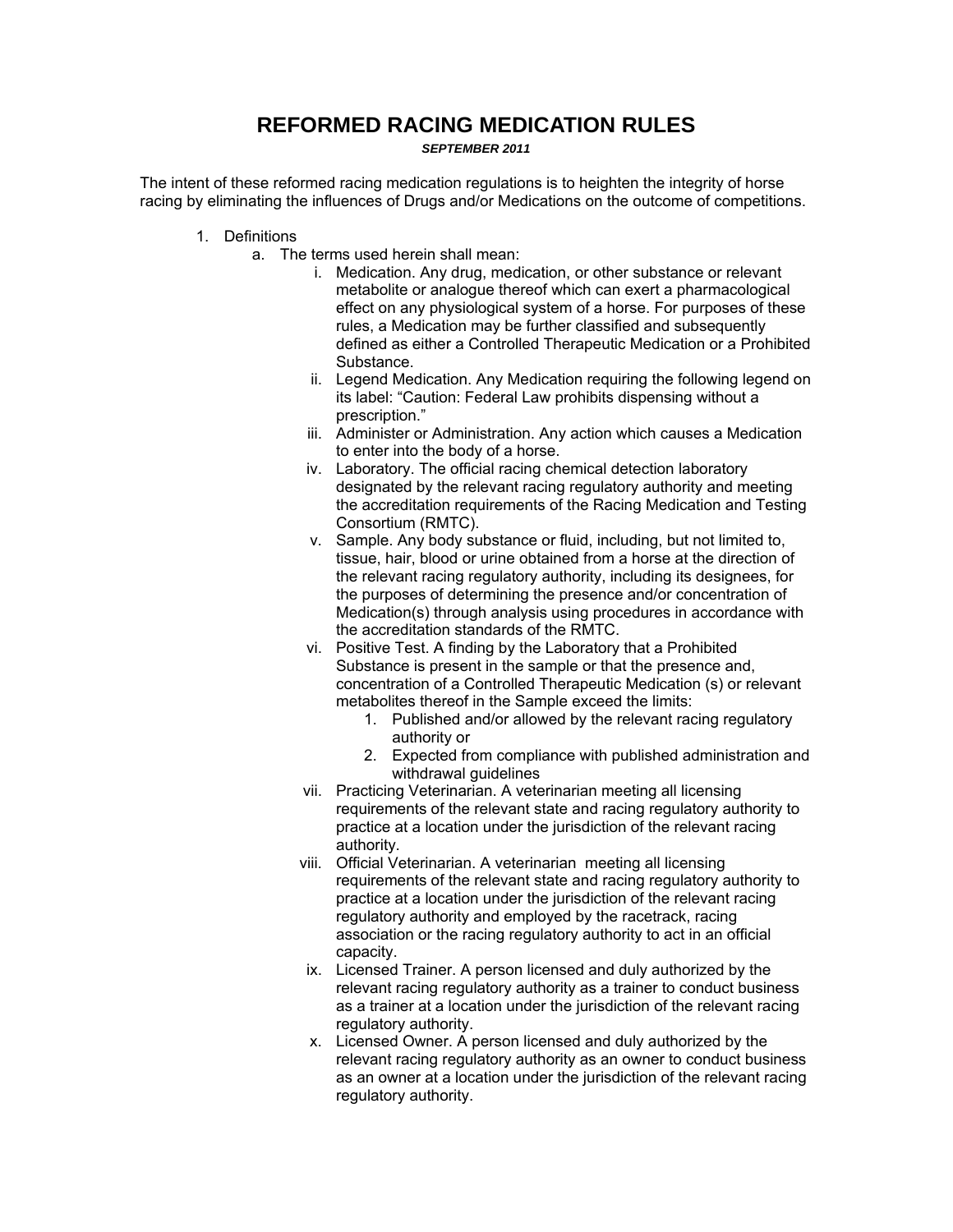# REFORMED RACING MEDICATION RULES

***SEPTEMBER 2011***

The intent of these reformed racing medication regulations is to heighten the integrity of horse racing by eliminating the influences of Drugs and/or Medications on the outcome of competitions.

1. Definitions
   a. The terms used herein shall mean:
      i. Medication. Any drug, medication, or other substance or relevant metabolite or analogue thereof which can exert a pharmacological effect on any physiological system of a horse. For purposes of these rules, a Medication may be further classified and subsequently defined as either a Controlled Therapeutic Medication or a Prohibited Substance.
      ii. Legend Medication. Any Medication requiring the following legend on its label: "Caution: Federal Law prohibits dispensing without a prescription."
      iii. Administer or Administration. Any action which causes a Medication to enter into the body of a horse.
      iv. Laboratory. The official racing chemical detection laboratory designated by the relevant racing regulatory authority and meeting the accreditation requirements of the Racing Medication and Testing Consortium (RMTC).
      v. Sample. Any body substance or fluid, including, but not limited to, tissue, hair, blood or urine obtained from a horse at the direction of the relevant racing regulatory authority, including its designees, for the purposes of determining the presence and/or concentration of Medication(s) through analysis using procedures in accordance with the accreditation standards of the RMTC.
      vi. Positive Test. A finding by the Laboratory that a Prohibited Substance is present in the sample or that the presence and, concentration of a Controlled Therapeutic Medication (s) or relevant metabolites thereof in the Sample exceed the limits:
         1. Published and/or allowed by the relevant racing regulatory authority or
         2. Expected from compliance with published administration and withdrawal guidelines
      vii. Practicing Veterinarian. A veterinarian meeting all licensing requirements of the relevant state and racing regulatory authority to practice at a location under the jurisdiction of the relevant racing authority.
      viii. Official Veterinarian. A veterinarian meeting all licensing requirements of the relevant state and racing regulatory authority to practice at a location under the jurisdiction of the relevant racing regulatory authority and employed by the racetrack, racing association or the racing regulatory authority to act in an official capacity.
      ix. Licensed Trainer. A person licensed and duly authorized by the relevant racing regulatory authority as a trainer to conduct business as a trainer at a location under the jurisdiction of the relevant racing regulatory authority.
      x. Licensed Owner. A person licensed and duly authorized by the relevant racing regulatory authority as an owner to conduct business as an owner at a location under the jurisdiction of the relevant racing regulatory authority.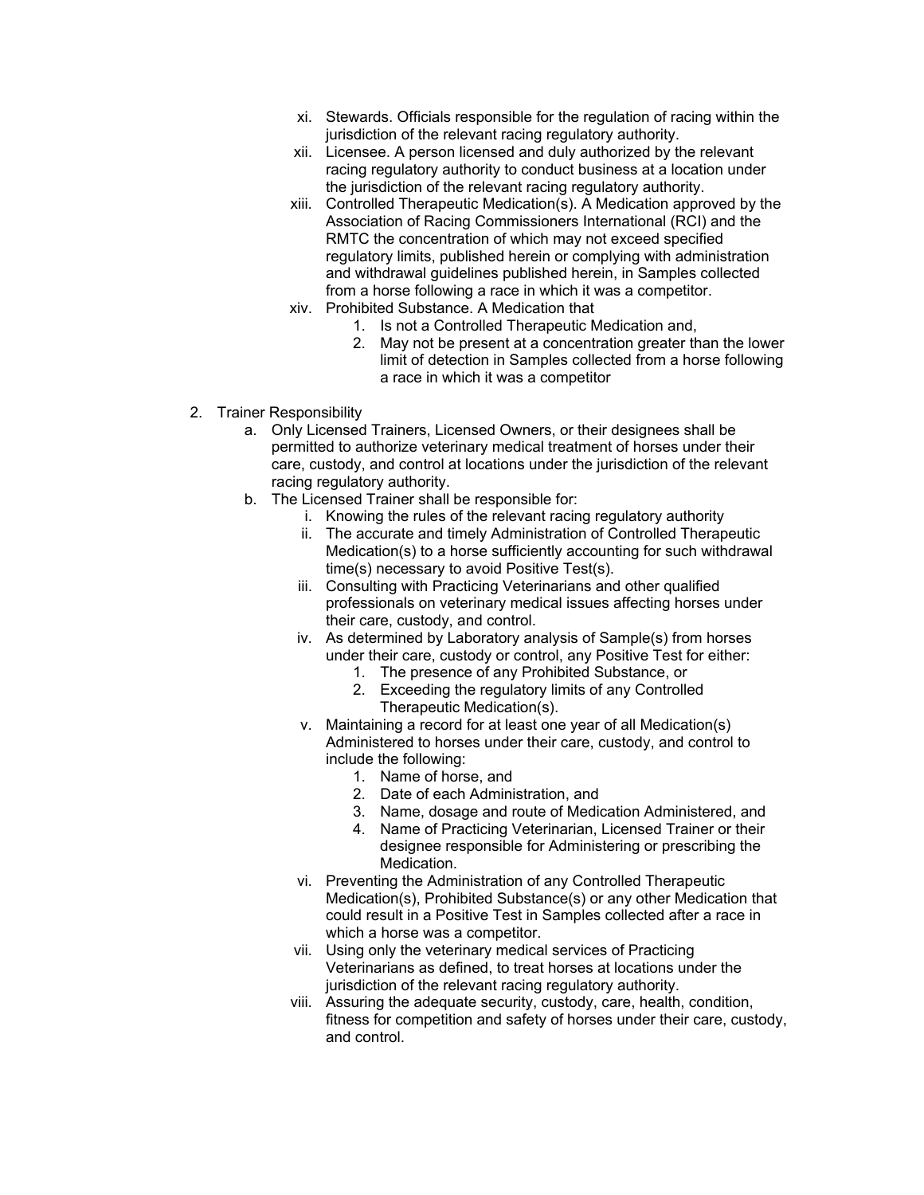xi. Stewards. Officials responsible for the regulation of racing within the jurisdiction of the relevant racing regulatory authority.

xii. Licensee. A person licensed and duly authorized by the relevant racing regulatory authority to conduct business at a location under the jurisdiction of the relevant racing regulatory authority.

xiii. Controlled Therapeutic Medication(s). A Medication approved by the Association of Racing Commissioners International (RCI) and the RMTC the concentration of which may not exceed specified regulatory limits, published herein or complying with administration and withdrawal guidelines published herein, in Samples collected from a horse following a race in which it was a competitor.

xiv. Prohibited Substance. A Medication that
   1. Is not a Controlled Therapeutic Medication and,
   2. May not be present at a concentration greater than the lower limit of detection in Samples collected from a horse following a race in which it was a competitor

2. Trainer Responsibility
   a. Only Licensed Trainers, Licensed Owners, or their designees shall be permitted to authorize veterinary medical treatment of horses under their care, custody, and control at locations under the jurisdiction of the relevant racing regulatory authority.
   b. The Licensed Trainer shall be responsible for:
      i. Knowing the rules of the relevant racing regulatory authority
      ii. The accurate and timely Administration of Controlled Therapeutic Medication(s) to a horse sufficiently accounting for such withdrawal time(s) necessary to avoid Positive Test(s).
      iii. Consulting with Practicing Veterinarians and other qualified professionals on veterinary medical issues affecting horses under their care, custody, and control.
      iv. As determined by Laboratory analysis of Sample(s) from horses under their care, custody or control, any Positive Test for either:
         1. The presence of any Prohibited Substance, or
         2. Exceeding the regulatory limits of any Controlled Therapeutic Medication(s).
      v. Maintaining a record for at least one year of all Medication(s) Administered to horses under their care, custody, and control to include the following:
         1. Name of horse, and
         2. Date of each Administration, and
         3. Name, dosage and route of Medication Administered, and
         4. Name of Practicing Veterinarian, Licensed Trainer or their designee responsible for Administering or prescribing the Medication.
      vi. Preventing the Administration of any Controlled Therapeutic Medication(s), Prohibited Substance(s) or any other Medication that could result in a Positive Test in Samples collected after a race in which a horse was a competitor.
      vii. Using only the veterinary medical services of Practicing Veterinarians as defined, to treat horses at locations under the jurisdiction of the relevant racing regulatory authority.
      viii. Assuring the adequate security, custody, care, health, condition, fitness for competition and safety of horses under their care, custody, and control.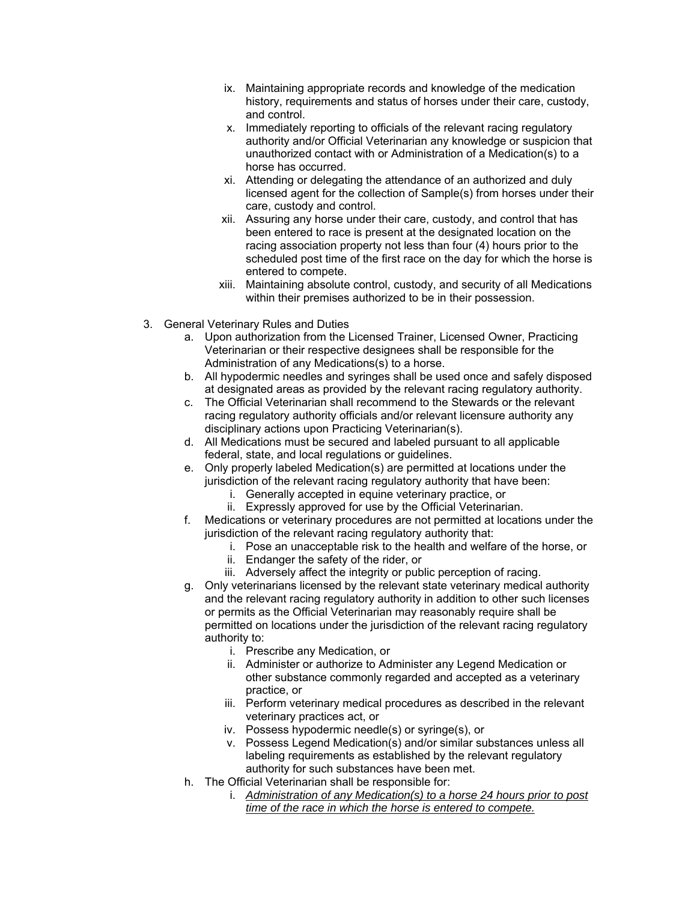ix. Maintaining appropriate records and knowledge of the medication history, requirements and status of horses under their care, custody, and control.
x. Immediately reporting to officials of the relevant racing regulatory authority and/or Official Veterinarian any knowledge or suspicion that unauthorized contact with or Administration of a Medication(s) to a horse has occurred.
xi. Attending or delegating the attendance of an authorized and duly licensed agent for the collection of Sample(s) from horses under their care, custody and control.
xii. Assuring any horse under their care, custody, and control that has been entered to race is present at the designated location on the racing association property not less than four (4) hours prior to the scheduled post time of the first race on the day for which the horse is entered to compete.
xiii. Maintaining absolute control, custody, and security of all Medications within their premises authorized to be in their possession.

3. General Veterinary Rules and Duties
   a. Upon authorization from the Licensed Trainer, Licensed Owner, Practicing Veterinarian or their respective designees shall be responsible for the Administration of any Medications(s) to a horse.
   b. All hypodermic needles and syringes shall be used once and safely disposed at designated areas as provided by the relevant racing regulatory authority.
   c. The Official Veterinarian shall recommend to the Stewards or the relevant racing regulatory authority officials and/or relevant licensure authority any disciplinary actions upon Practicing Veterinarian(s).
   d. All Medications must be secured and labeled pursuant to all applicable federal, state, and local regulations or guidelines.
   e. Only properly labeled Medication(s) are permitted at locations under the jurisdiction of the relevant racing regulatory authority that have been:
      i. Generally accepted in equine veterinary practice, or
      ii. Expressly approved for use by the Official Veterinarian.
   f. Medications or veterinary procedures are not permitted at locations under the jurisdiction of the relevant racing regulatory authority that:
      i. Pose an unacceptable risk to the health and welfare of the horse, or
      ii. Endanger the safety of the rider, or
      iii. Adversely affect the integrity or public perception of racing.
   g. Only veterinarians licensed by the relevant state veterinary medical authority and the relevant racing regulatory authority in addition to other such licenses or permits as the Official Veterinarian may reasonably require shall be permitted on locations under the jurisdiction of the relevant racing regulatory authority to:
      i. Prescribe any Medication, or
      ii. Administer or authorize to Administer any Legend Medication or other substance commonly regarded and accepted as a veterinary practice, or
      iii. Perform veterinary medical procedures as described in the relevant veterinary practices act, or
      iv. Possess hypodermic needle(s) or syringe(s), or
      v. Possess Legend Medication(s) and/or similar substances unless all labeling requirements as established by the relevant regulatory authority for such substances have been met.
   h. The Official Veterinarian shall be responsible for:
      i. *Administration of any Medication(s) to a horse 24 hours prior to post time of the race in which the horse is entered to compete.*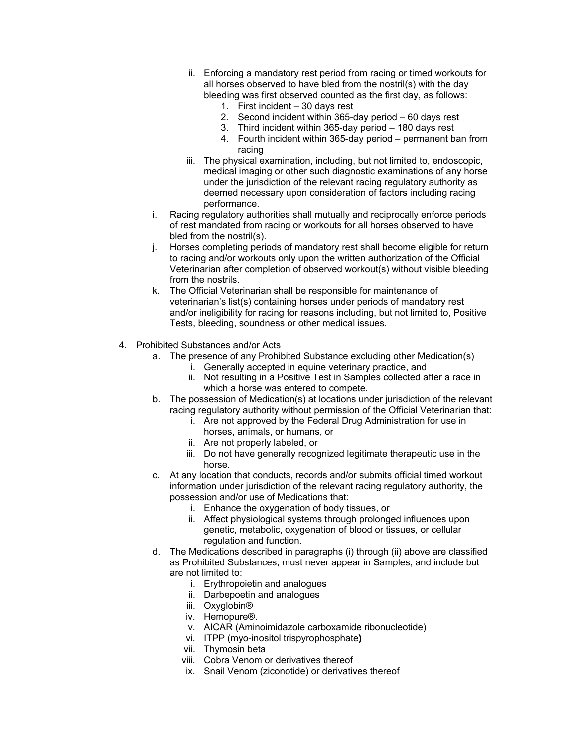- ii. Enforcing a mandatory rest period from racing or timed workouts for all horses observed to have bled from the nostril(s) with the day bleeding was first observed counted as the first day, as follows:
     1. First incident – 30 days rest
     2. Second incident within 365-day period – 60 days rest
     3. Third incident within 365-day period – 180 days rest
     4. Fourth incident within 365-day period – permanent ban from racing
   - iii. The physical examination, including, but not limited to, endoscopic, medical imaging or other such diagnostic examinations of any horse under the jurisdiction of the relevant racing regulatory authority as deemed necessary upon consideration of factors including racing performance.
 - i. Racing regulatory authorities shall mutually and reciprocally enforce periods of rest mandated from racing or workouts for all horses observed to have bled from the nostril(s).
 - j. Horses completing periods of mandatory rest shall become eligible for return to racing and/or workouts only upon the written authorization of the Official Veterinarian after completion of observed workout(s) without visible bleeding from the nostrils.
 - k. The Official Veterinarian shall be responsible for maintenance of veterinarian's list(s) containing horses under periods of mandatory rest and/or ineligibility for racing for reasons including, but not limited to, Positive Tests, bleeding, soundness or other medical issues.

4. Prohibited Substances and/or Acts
   - a. The presence of any Prohibited Substance excluding other Medication(s)
     - i. Generally accepted in equine veterinary practice, and
     - ii. Not resulting in a Positive Test in Samples collected after a race in which a horse was entered to compete.
   - b. The possession of Medication(s) at locations under jurisdiction of the relevant racing regulatory authority without permission of the Official Veterinarian that:
     - i. Are not approved by the Federal Drug Administration for use in horses, animals, or humans, or
     - ii. Are not properly labeled, or
     - iii. Do not have generally recognized legitimate therapeutic use in the horse.
   - c. At any location that conducts, records and/or submits official timed workout information under jurisdiction of the relevant racing regulatory authority, the possession and/or use of Medications that:
     - i. Enhance the oxygenation of body tissues, or
     - ii. Affect physiological systems through prolonged influences upon genetic, metabolic, oxygenation of blood or tissues, or cellular regulation and function.
   - d. The Medications described in paragraphs (i) through (ii) above are classified as Prohibited Substances, must never appear in Samples, and include but are not limited to:
     - i. Erythropoietin and analogues
     - ii. Darbepoetin and analogues
     - iii. Oxyglobin®
     - iv. Hemopure®.
     - v. AICAR (Aminoimidazole carboxamide ribonucleotide)
     - vi. ITPP (myo-inositol trispyrophosphate**)**
     - vii. Thymosin beta
     - viii. Cobra Venom or derivatives thereof
     - ix. Snail Venom (ziconotide) or derivatives thereof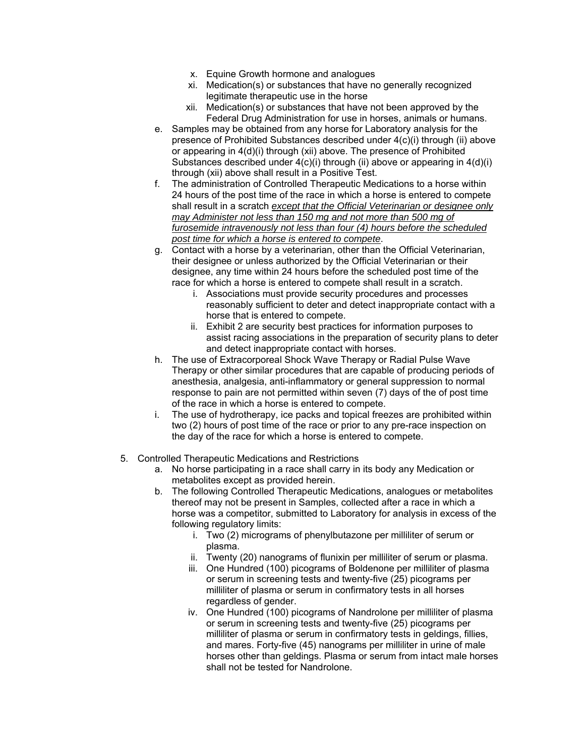x. Equine Growth hormone and analogues

xi. Medication(s) or substances that have no generally recognized legitimate therapeutic use in the horse

xii. Medication(s) or substances that have not been approved by the Federal Drug Administration for use in horses, animals or humans.

e. Samples may be obtained from any horse for Laboratory analysis for the presence of Prohibited Substances described under 4(c)(i) through (ii) above or appearing in 4(d)(i) through (xii) above. The presence of Prohibited Substances described under 4(c)(i) through (ii) above or appearing in 4(d)(i) through (xii) above shall result in a Positive Test.

f. The administration of Controlled Therapeutic Medications to a horse within 24 hours of the post time of the race in which a horse is entered to compete shall result in a scratch *except that the Official Veterinarian or designee only may Administer not less than 150 mg and not more than 500 mg of furosemide intravenously not less than four (4) hours before the scheduled post time for which a horse is entered to compete*.

g. Contact with a horse by a veterinarian, other than the Official Veterinarian, their designee or unless authorized by the Official Veterinarian or their designee, any time within 24 hours before the scheduled post time of the race for which a horse is entered to compete shall result in a scratch.

   i. Associations must provide security procedures and processes reasonably sufficient to deter and detect inappropriate contact with a horse that is entered to compete.

   ii. Exhibit 2 are security best practices for information purposes to assist racing associations in the preparation of security plans to deter and detect inappropriate contact with horses.

h. The use of Extracorporeal Shock Wave Therapy or Radial Pulse Wave Therapy or other similar procedures that are capable of producing periods of anesthesia, analgesia, anti-inflammatory or general suppression to normal response to pain are not permitted within seven (7) days of the of post time of the race in which a horse is entered to compete.

i. The use of hydrotherapy, ice packs and topical freezes are prohibited within two (2) hours of post time of the race or prior to any pre-race inspection on the day of the race for which a horse is entered to compete.

5. Controlled Therapeutic Medications and Restrictions

   a. No horse participating in a race shall carry in its body any Medication or metabolites except as provided herein.

   b. The following Controlled Therapeutic Medications, analogues or metabolites thereof may not be present in Samples, collected after a race in which a horse was a competitor, submitted to Laboratory for analysis in excess of the following regulatory limits:

      i. Two (2) micrograms of phenylbutazone per milliliter of serum or plasma.

      ii. Twenty (20) nanograms of flunixin per milliliter of serum or plasma.

      iii. One Hundred (100) picograms of Boldenone per milliliter of plasma or serum in screening tests and twenty-five (25) picograms per milliliter of plasma or serum in confirmatory tests in all horses regardless of gender.

      iv. One Hundred (100) picograms of Nandrolone per milliliter of plasma or serum in screening tests and twenty-five (25) picograms per milliliter of plasma or serum in confirmatory tests in geldings, fillies, and mares. Forty-five (45) nanograms per milliliter in urine of male horses other than geldings. Plasma or serum from intact male horses shall not be tested for Nandrolone.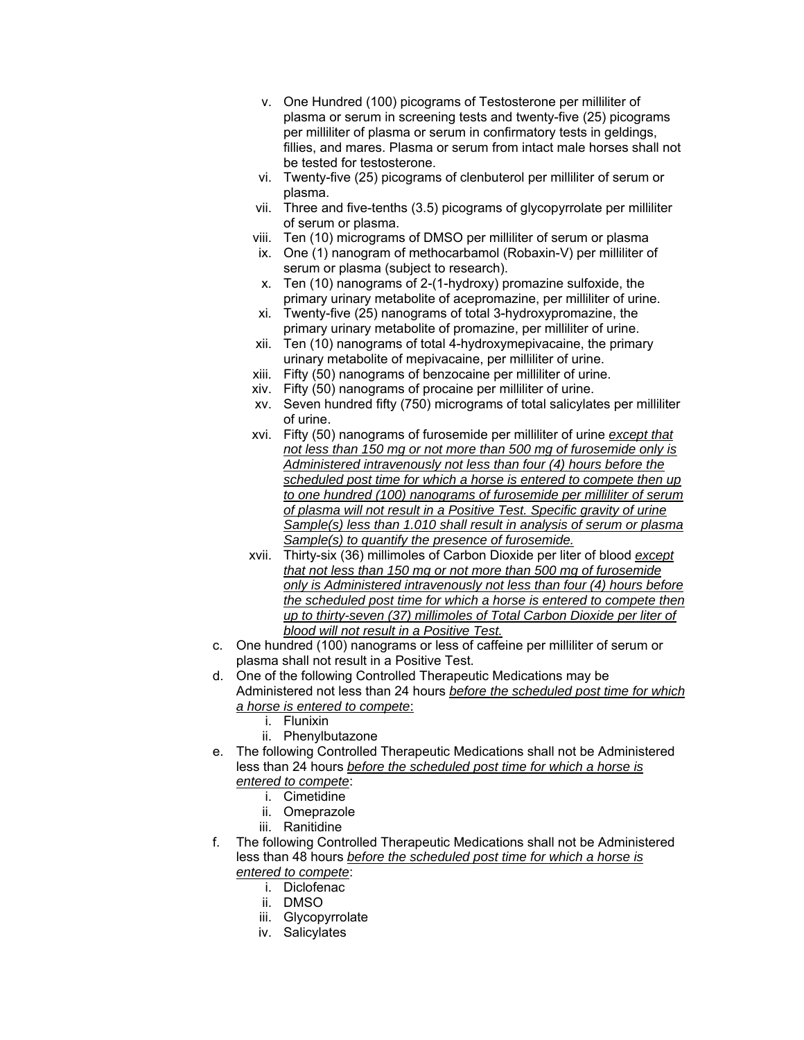v. One Hundred (100) picograms of Testosterone per milliliter of plasma or serum in screening tests and twenty-five (25) picograms per milliliter of plasma or serum in confirmatory tests in geldings, fillies, and mares. Plasma or serum from intact male horses shall not be tested for testosterone.
   vi. Twenty-five (25) picograms of clenbuterol per milliliter of serum or plasma.
   vii. Three and five-tenths (3.5) picograms of glycopyrrolate per milliliter of serum or plasma.
   viii. Ten (10) micrograms of DMSO per milliliter of serum or plasma
   ix. One (1) nanogram of methocarbamol (Robaxin-V) per milliliter of serum or plasma (subject to research).
   x. Ten (10) nanograms of 2-(1-hydroxy) promazine sulfoxide, the primary urinary metabolite of acepromazine, per milliliter of urine.
   xi. Twenty-five (25) nanograms of total 3-hydroxypromazine, the primary urinary metabolite of promazine, per milliliter of urine.
   xii. Ten (10) nanograms of total 4-hydroxymepivacaine, the primary urinary metabolite of mepivacaine, per milliliter of urine.
   xiii. Fifty (50) nanograms of benzocaine per milliliter of urine.
   xiv. Fifty (50) nanograms of procaine per milliliter of urine.
   xv. Seven hundred fifty (750) micrograms of total salicylates per milliliter of urine.
   xvi. Fifty (50) nanograms of furosemide per milliliter of urine *except that not less than 150 mg or not more than 500 mg of furosemide only is Administered intravenously not less than four (4) hours before the scheduled post time for which a horse is entered to compete then up to one hundred (100) nanograms of furosemide per milliliter of serum of plasma will not result in a Positive Test. Specific gravity of urine Sample(s) less than 1.010 shall result in analysis of serum or plasma Sample(s) to quantify the presence of furosemide.*
   xvii. Thirty-six (36) millimoles of Carbon Dioxide per liter of blood *except that not less than 150 mg or not more than 500 mg of furosemide only is Administered intravenously not less than four (4) hours before the scheduled post time for which a horse is entered to compete then up to thirty-seven (37) millimoles of Total Carbon Dioxide per liter of blood will not result in a Positive Test.*

c. One hundred (100) nanograms or less of caffeine per milliliter of serum or plasma shall not result in a Positive Test.

d. One of the following Controlled Therapeutic Medications may be Administered not less than 24 hours *before the scheduled post time for which a horse is entered to compete*:
   i. Flunixin
   ii. Phenylbutazone

e. The following Controlled Therapeutic Medications shall not be Administered less than 24 hours *before the scheduled post time for which a horse is entered to compete*:
   i. Cimetidine
   ii. Omeprazole
   iii. Ranitidine

f. The following Controlled Therapeutic Medications shall not be Administered less than 48 hours *before the scheduled post time for which a horse is entered to compete*:
   i. Diclofenac
   ii. DMSO
   iii. Glycopyrrolate
   iv. Salicylates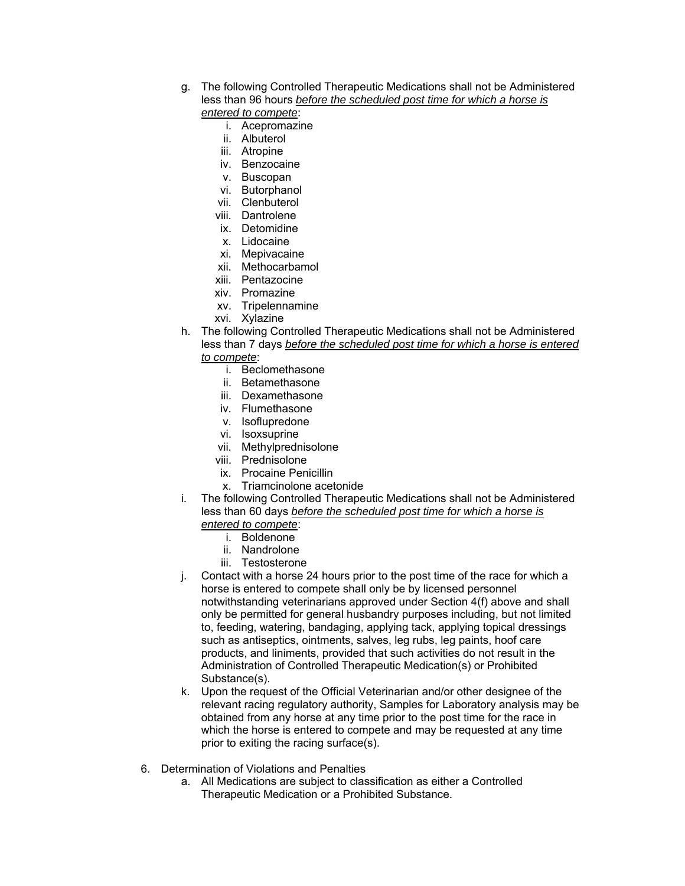g. The following Controlled Therapeutic Medications shall not be Administered less than 96 hours <u>*before the scheduled post time for which a horse is entered to compete*</u>:
    i. Acepromazine
    ii. Albuterol
    iii. Atropine
    iv. Benzocaine
    v. Buscopan
    vi. Butorphanol
    vii. Clenbuterol
    viii. Dantrolene
    ix. Detomidine
    x. Lidocaine
    xi. Mepivacaine
    xii. Methocarbamol
    xiii. Pentazocine
    xiv. Promazine
    xv. Tripelennamine
    xvi. Xylazine

h. The following Controlled Therapeutic Medications shall not be Administered less than 7 days <u>*before the scheduled post time for which a horse is entered to compete*</u>:
    i. Beclomethasone
    ii. Betamethasone
    iii. Dexamethasone
    iv. Flumethasone
    v. Isoflupredone
    vi. Isoxsuprine
    vii. Methylprednisolone
    viii. Prednisolone
    ix. Procaine Penicillin
    x. Triamcinolone acetonide

i. The following Controlled Therapeutic Medications shall not be Administered less than 60 days <u>*before the scheduled post time for which a horse is entered to compete*</u>:
    i. Boldenone
    ii. Nandrolone
    iii. Testosterone

j. Contact with a horse 24 hours prior to the post time of the race for which a horse is entered to compete shall only be by licensed personnel notwithstanding veterinarians approved under Section 4(f) above and shall only be permitted for general husbandry purposes including, but not limited to, feeding, watering, bandaging, applying tack, applying topical dressings such as antiseptics, ointments, salves, leg rubs, leg paints, hoof care products, and liniments, provided that such activities do not result in the Administration of Controlled Therapeutic Medication(s) or Prohibited Substance(s).

k. Upon the request of the Official Veterinarian and/or other designee of the relevant racing regulatory authority, Samples for Laboratory analysis may be obtained from any horse at any time prior to the post time for the race in which the horse is entered to compete and may be requested at any time prior to exiting the racing surface(s).

6. Determination of Violations and Penalties
    a. All Medications are subject to classification as either a Controlled Therapeutic Medication or a Prohibited Substance.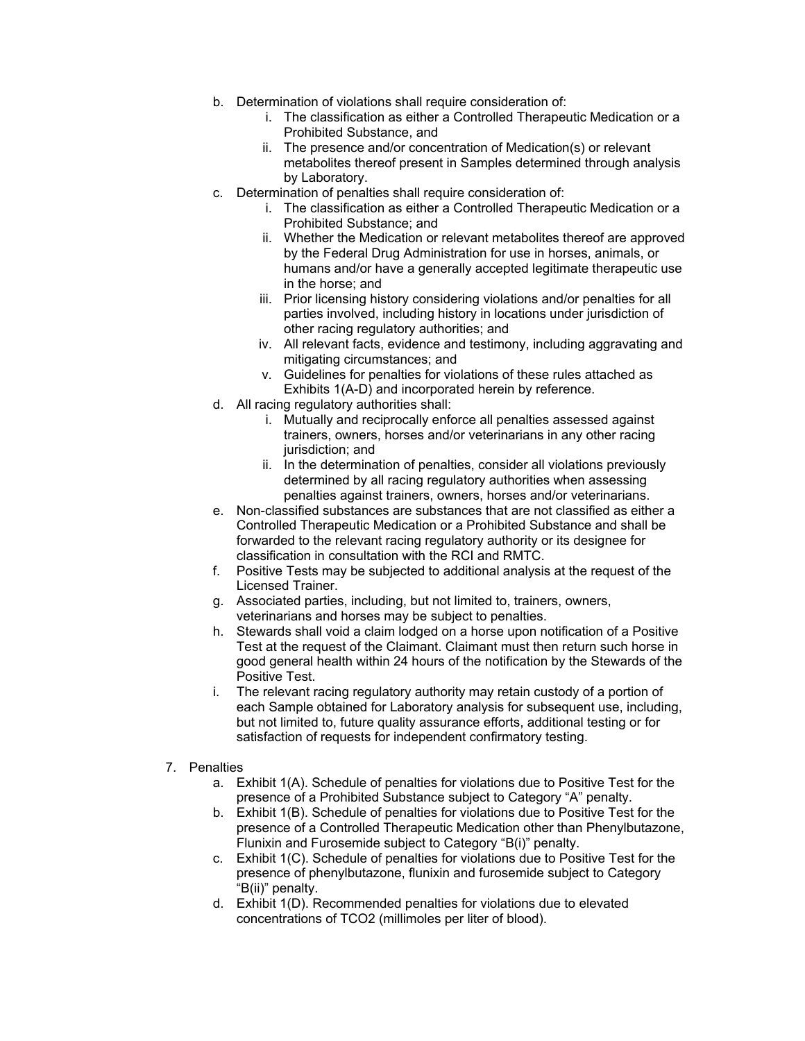b. Determination of violations shall require consideration of:
    i. The classification as either a Controlled Therapeutic Medication or a Prohibited Substance, and
    ii. The presence and/or concentration of Medication(s) or relevant metabolites thereof present in Samples determined through analysis by Laboratory.
c. Determination of penalties shall require consideration of:
    i. The classification as either a Controlled Therapeutic Medication or a Prohibited Substance; and
    ii. Whether the Medication or relevant metabolites thereof are approved by the Federal Drug Administration for use in horses, animals, or humans and/or have a generally accepted legitimate therapeutic use in the horse; and
    iii. Prior licensing history considering violations and/or penalties for all parties involved, including history in locations under jurisdiction of other racing regulatory authorities; and
    iv. All relevant facts, evidence and testimony, including aggravating and mitigating circumstances; and
    v. Guidelines for penalties for violations of these rules attached as Exhibits 1(A-D) and incorporated herein by reference.
d. All racing regulatory authorities shall:
    i. Mutually and reciprocally enforce all penalties assessed against trainers, owners, horses and/or veterinarians in any other racing jurisdiction; and
    ii. In the determination of penalties, consider all violations previously determined by all racing regulatory authorities when assessing penalties against trainers, owners, horses and/or veterinarians.
e. Non-classified substances are substances that are not classified as either a Controlled Therapeutic Medication or a Prohibited Substance and shall be forwarded to the relevant racing regulatory authority or its designee for classification in consultation with the RCI and RMTC.
f. Positive Tests may be subjected to additional analysis at the request of the Licensed Trainer.
g. Associated parties, including, but not limited to, trainers, owners, veterinarians and horses may be subject to penalties.
h. Stewards shall void a claim lodged on a horse upon notification of a Positive Test at the request of the Claimant. Claimant must then return such horse in good general health within 24 hours of the notification by the Stewards of the Positive Test.
i. The relevant racing regulatory authority may retain custody of a portion of each Sample obtained for Laboratory analysis for subsequent use, including, but not limited to, future quality assurance efforts, additional testing or for satisfaction of requests for independent confirmatory testing.

7. Penalties
    a. Exhibit 1(A). Schedule of penalties for violations due to Positive Test for the presence of a Prohibited Substance subject to Category "A" penalty.
    b. Exhibit 1(B). Schedule of penalties for violations due to Positive Test for the presence of a Controlled Therapeutic Medication other than Phenylbutazone, Flunixin and Furosemide subject to Category "B(i)" penalty.
    c. Exhibit 1(C). Schedule of penalties for violations due to Positive Test for the presence of phenylbutazone, flunixin and furosemide subject to Category "B(ii)" penalty.
    d. Exhibit 1(D). Recommended penalties for violations due to elevated concentrations of TCO2 (millimoles per liter of blood).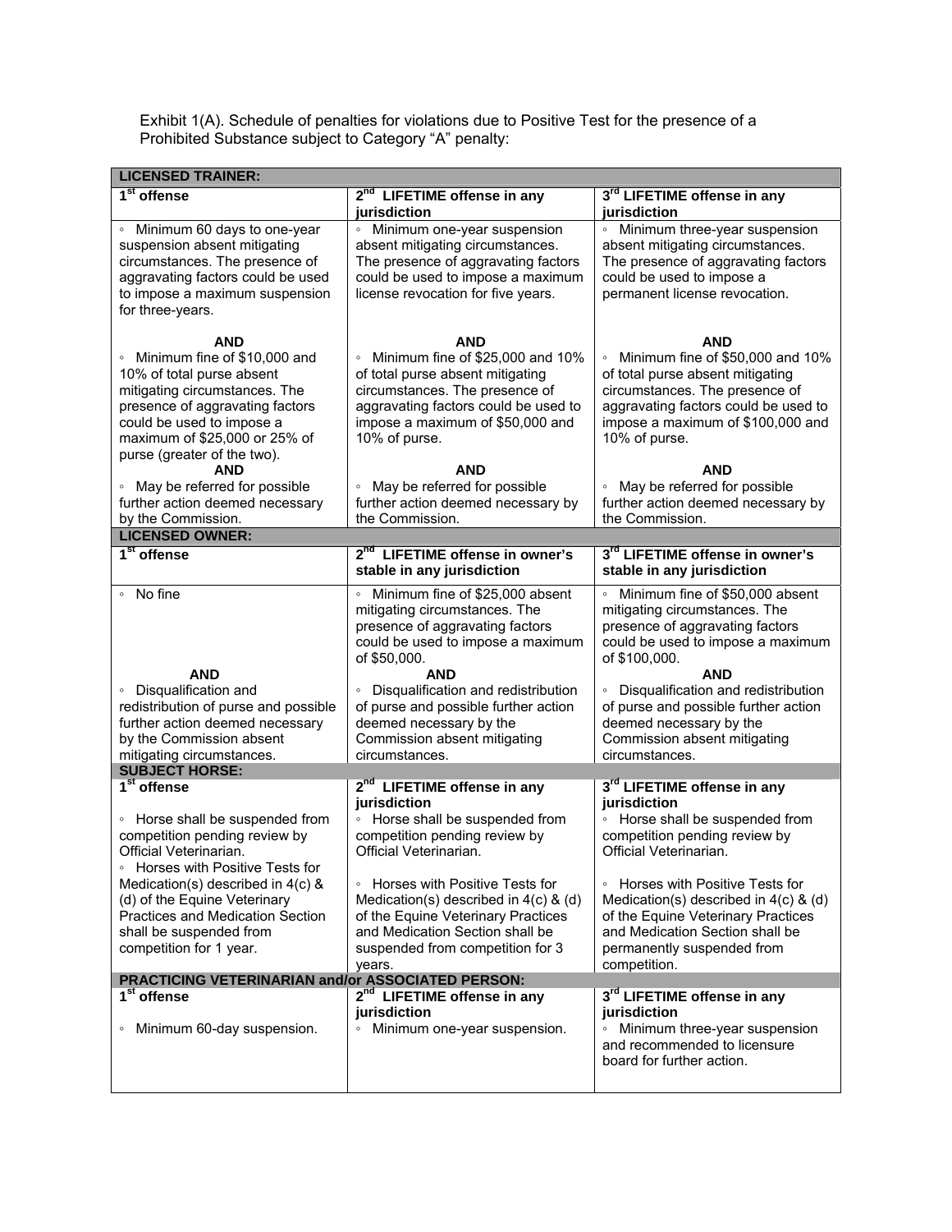Exhibit 1(A). Schedule of penalties for violations due to Positive Test for the presence of a Prohibited Substance subject to Category "A" penalty:

| **LICENSED TRAINER:** | | |
|---|---|---|
| **1st offense** | **2nd LIFETIME offense in any jurisdiction** | **3rd LIFETIME offense in any jurisdiction** |
| ◦ Minimum 60 days to one-year suspension absent mitigating circumstances. The presence of aggravating factors could be used to impose a maximum suspension for three-years.<br><br>**AND**<br>◦ Minimum fine of $10,000 and 10% of total purse absent mitigating circumstances. The presence of aggravating factors could be used to impose a maximum of $25,000 or 25% of purse (greater of the two).<br>**AND**<br>◦ May be referred for possible further action deemed necessary by the Commission. | ◦ Minimum one-year suspension absent mitigating circumstances. The presence of aggravating factors could be used to impose a maximum license revocation for five years.<br><br>**AND**<br>◦ Minimum fine of $25,000 and 10% of total purse absent mitigating circumstances. The presence of aggravating factors could be used to impose a maximum of $50,000 and 10% of purse.<br>**AND**<br>◦ May be referred for possible further action deemed necessary by the Commission. | ◦ Minimum three-year suspension absent mitigating circumstances. The presence of aggravating factors could be used to impose a permanent license revocation.<br><br>**AND**<br>◦ Minimum fine of $50,000 and 10% of total purse absent mitigating circumstances. The presence of aggravating factors could be used to impose a maximum of $100,000 and 10% of purse.<br>**AND**<br>◦ May be referred for possible further action deemed necessary by the Commission. |
| **LICENSED OWNER:** | | |
| **1st offense** | **2nd LIFETIME offense in owner's stable in any jurisdiction** | **3rd LIFETIME offense in owner's stable in any jurisdiction** |
| ◦ No fine<br><br>**AND**<br>◦ Disqualification and redistribution of purse and possible further action deemed necessary by the Commission absent mitigating circumstances. | ◦ Minimum fine of $25,000 absent mitigating circumstances. The presence of aggravating factors could be used to impose a maximum of $50,000.<br>**AND**<br>◦ Disqualification and redistribution of purse and possible further action deemed necessary by the Commission absent mitigating circumstances. | ◦ Minimum fine of $50,000 absent mitigating circumstances. The presence of aggravating factors could be used to impose a maximum of $100,000.<br>**AND**<br>◦ Disqualification and redistribution of purse and possible further action deemed necessary by the Commission absent mitigating circumstances. |
| **SUBJECT HORSE:** | | |
| **1st offense** | **2nd LIFETIME offense in any jurisdiction** | **3rd LIFETIME offense in any jurisdiction** |
| ◦ Horse shall be suspended from competition pending review by Official Veterinarian.<br>◦ Horses with Positive Tests for Medication(s) described in 4(c) & (d) of the Equine Veterinary Practices and Medication Section shall be suspended from competition for 1 year. | ◦ Horse shall be suspended from competition pending review by Official Veterinarian.<br><br>◦ Horses with Positive Tests for Medication(s) described in 4(c) & (d) of the Equine Veterinary Practices and Medication Section shall be suspended from competition for 3 years. | ◦ Horse shall be suspended from competition pending review by Official Veterinarian.<br><br>◦ Horses with Positive Tests for Medication(s) described in 4(c) & (d) of the Equine Veterinary Practices and Medication Section shall be permanently suspended from competition. |
| **PRACTICING VETERINARIAN and/or ASSOCIATED PERSON:** | | |
| **1st offense** | **2nd LIFETIME offense in any jurisdiction** | **3rd LIFETIME offense in any jurisdiction** |
| ◦ Minimum 60-day suspension. | ◦ Minimum one-year suspension. | ◦ Minimum three-year suspension and recommended to licensure board for further action. |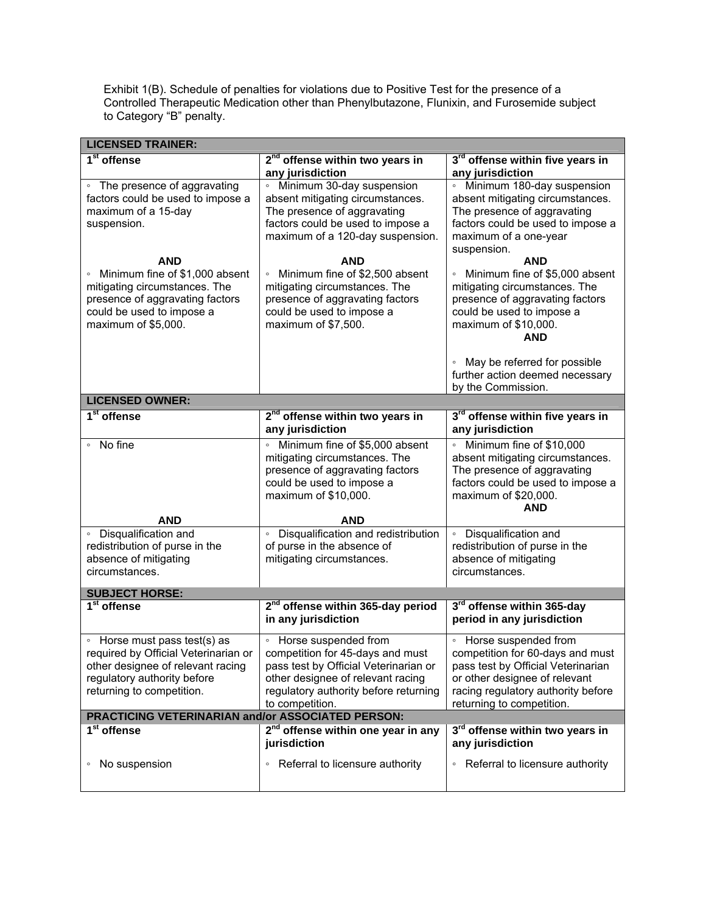Exhibit 1(B). Schedule of penalties for violations due to Positive Test for the presence of a Controlled Therapeutic Medication other than Phenylbutazone, Flunixin, and Furosemide subject to Category "B" penalty.

| **LICENSED TRAINER:** | | |
|---|---|---|
| **1st offense** | **2nd offense within two years in any jurisdiction** | **3rd offense within five years in any jurisdiction** |
| ◦ The presence of aggravating factors could be used to impose a maximum of a 15-day suspension.<br><br>**AND**<br>◦ Minimum fine of $1,000 absent mitigating circumstances. The presence of aggravating factors could be used to impose a maximum of $5,000. | ◦ Minimum 30-day suspension absent mitigating circumstances. The presence of aggravating factors could be used to impose a maximum of a 120-day suspension.<br><br>**AND**<br>◦ Minimum fine of $2,500 absent mitigating circumstances. The presence of aggravating factors could be used to impose a maximum of $7,500. | ◦ Minimum 180-day suspension absent mitigating circumstances. The presence of aggravating factors could be used to impose a maximum of a one-year suspension.<br>**AND**<br>◦ Minimum fine of $5,000 absent mitigating circumstances. The presence of aggravating factors could be used to impose a maximum of $10,000.<br>**AND**<br><br>◦ May be referred for possible further action deemed necessary by the Commission. |
| **LICENSED OWNER:** | | |
| **1st offense** | **2nd offense within two years in any jurisdiction** | **3rd offense within five years in any jurisdiction** |
| ◦ No fine<br><br>**AND** | ◦ Minimum fine of $5,000 absent mitigating circumstances. The presence of aggravating factors could be used to impose a maximum of $10,000.<br><br>**AND** | ◦ Minimum fine of $10,000 absent mitigating circumstances. The presence of aggravating factors could be used to impose a maximum of $20,000.<br>**AND** |
| ◦ Disqualification and redistribution of purse in the absence of mitigating circumstances. | ◦ Disqualification and redistribution of purse in the absence of mitigating circumstances. | ◦ Disqualification and redistribution of purse in the absence of mitigating circumstances. |
| **SUBJECT HORSE:** | | |
| **1st offense** | **2nd offense within 365-day period in any jurisdiction** | **3rd offense within 365-day period in any jurisdiction** |
| ◦ Horse must pass test(s) as required by Official Veterinarian or other designee of relevant racing regulatory authority before returning to competition. | ◦ Horse suspended from competition for 45-days and must pass test by Official Veterinarian or other designee of relevant racing regulatory authority before returning to competition. | ◦ Horse suspended from competition for 60-days and must pass test by Official Veterinarian or other designee of relevant racing regulatory authority before returning to competition. |
| **PRACTICING VETERINARIAN and/or ASSOCIATED PERSON:** | | |
| **1st offense**<br><br>◦ No suspension | **2nd offense within one year in any jurisdiction**<br><br>◦ Referral to licensure authority | **3rd offense within two years in any jurisdiction**<br><br>◦ Referral to licensure authority |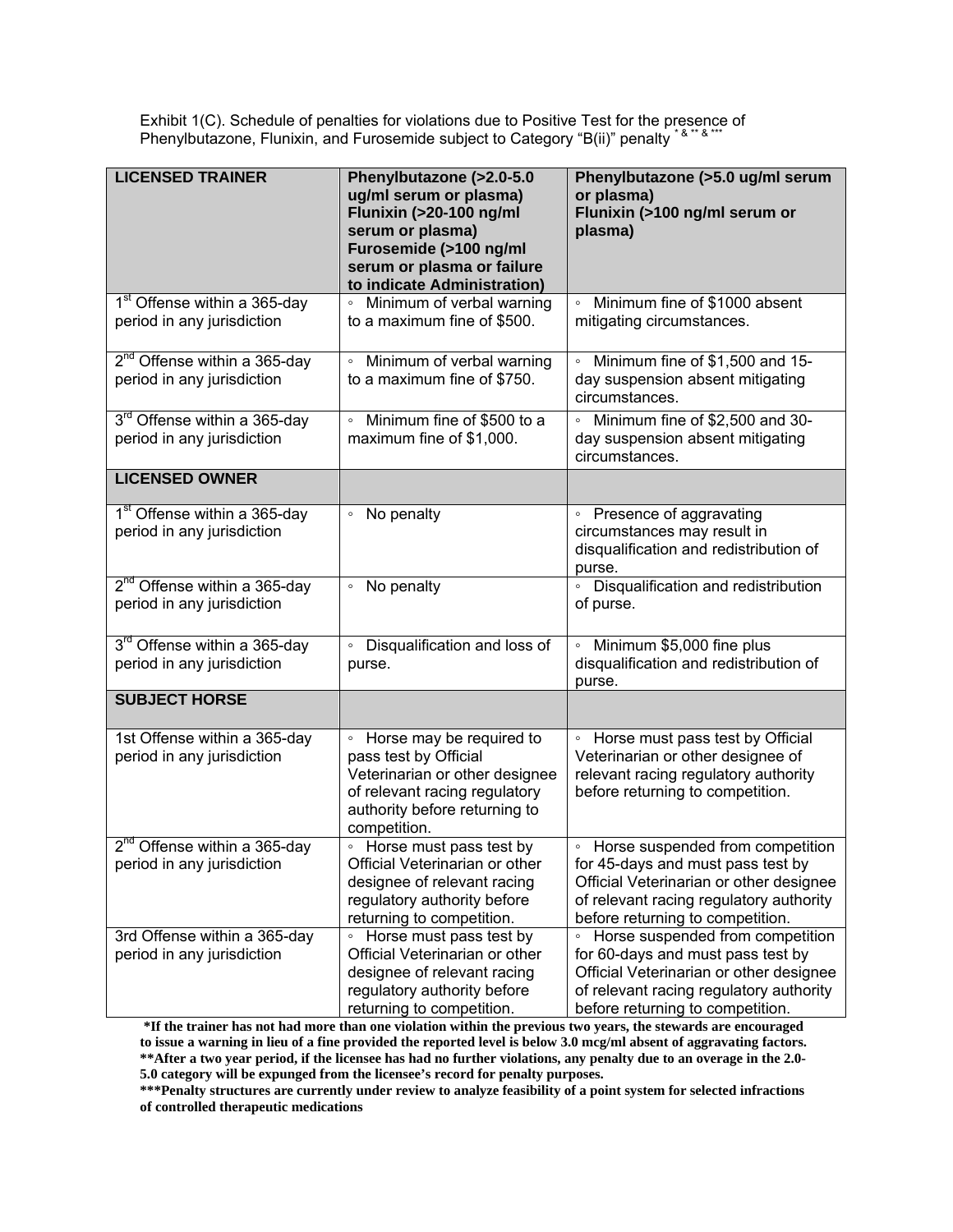Exhibit 1(C). Schedule of penalties for violations due to Positive Test for the presence of Phenylbutazone, Flunixin, and Furosemide subject to Category "B(ii)" penalty * & ** & ***

| LICENSED TRAINER | Phenylbutazone (>2.0-5.0 ug/ml serum or plasma) Flunixin (>20-100 ng/ml serum or plasma) Furosemide (>100 ng/ml serum or plasma or failure to indicate Administration) | Phenylbutazone (>5.0 ug/ml serum or plasma) Flunixin (>100 ng/ml serum or plasma) |
|---|---|---|
| 1st Offense within a 365-day period in any jurisdiction | ◦ Minimum of verbal warning to a maximum fine of $500. | ◦ Minimum fine of $1000 absent mitigating circumstances. |
| 2nd Offense within a 365-day period in any jurisdiction | ◦ Minimum of verbal warning to a maximum fine of $750. | ◦ Minimum fine of $1,500 and 15-day suspension absent mitigating circumstances. |
| 3rd Offense within a 365-day period in any jurisdiction | ◦ Minimum fine of $500 to a maximum fine of $1,000. | ◦ Minimum fine of $2,500 and 30-day suspension absent mitigating circumstances. |
| **LICENSED OWNER** | | |
| 1st Offense within a 365-day period in any jurisdiction | ◦ No penalty | ◦ Presence of aggravating circumstances may result in disqualification and redistribution of purse. |
| 2nd Offense within a 365-day period in any jurisdiction | ◦ No penalty | ◦ Disqualification and redistribution of purse. |
| 3rd Offense within a 365-day period in any jurisdiction | ◦ Disqualification and loss of purse. | ◦ Minimum $5,000 fine plus disqualification and redistribution of purse. |
| **SUBJECT HORSE** | | |
| 1st Offense within a 365-day period in any jurisdiction | ◦ Horse may be required to pass test by Official Veterinarian or other designee of relevant racing regulatory authority before returning to competition. | ◦ Horse must pass test by Official Veterinarian or other designee of relevant racing regulatory authority before returning to competition. |
| 2nd Offense within a 365-day period in any jurisdiction | ◦ Horse must pass test by Official Veterinarian or other designee of relevant racing regulatory authority before returning to competition. | ◦ Horse suspended from competition for 45-days and must pass test by Official Veterinarian or other designee of relevant racing regulatory authority before returning to competition. |
| 3rd Offense within a 365-day period in any jurisdiction | ◦ Horse must pass test by Official Veterinarian or other designee of relevant racing regulatory authority before returning to competition. | ◦ Horse suspended from competition for 60-days and must pass test by Official Veterinarian or other designee of relevant racing regulatory authority before returning to competition. |

**\*If the trainer has not had more than one violation within the previous two years, the stewards are encouraged to issue a warning in lieu of a fine provided the reported level is below 3.0 mcg/ml absent of aggravating factors.**
**\*\*After a two year period, if the licensee has had no further violations, any penalty due to an overage in the 2.0-5.0 category will be expunged from the licensee's record for penalty purposes.**
**\*\*\*Penalty structures are currently under review to analyze feasibility of a point system for selected infractions of controlled therapeutic medications**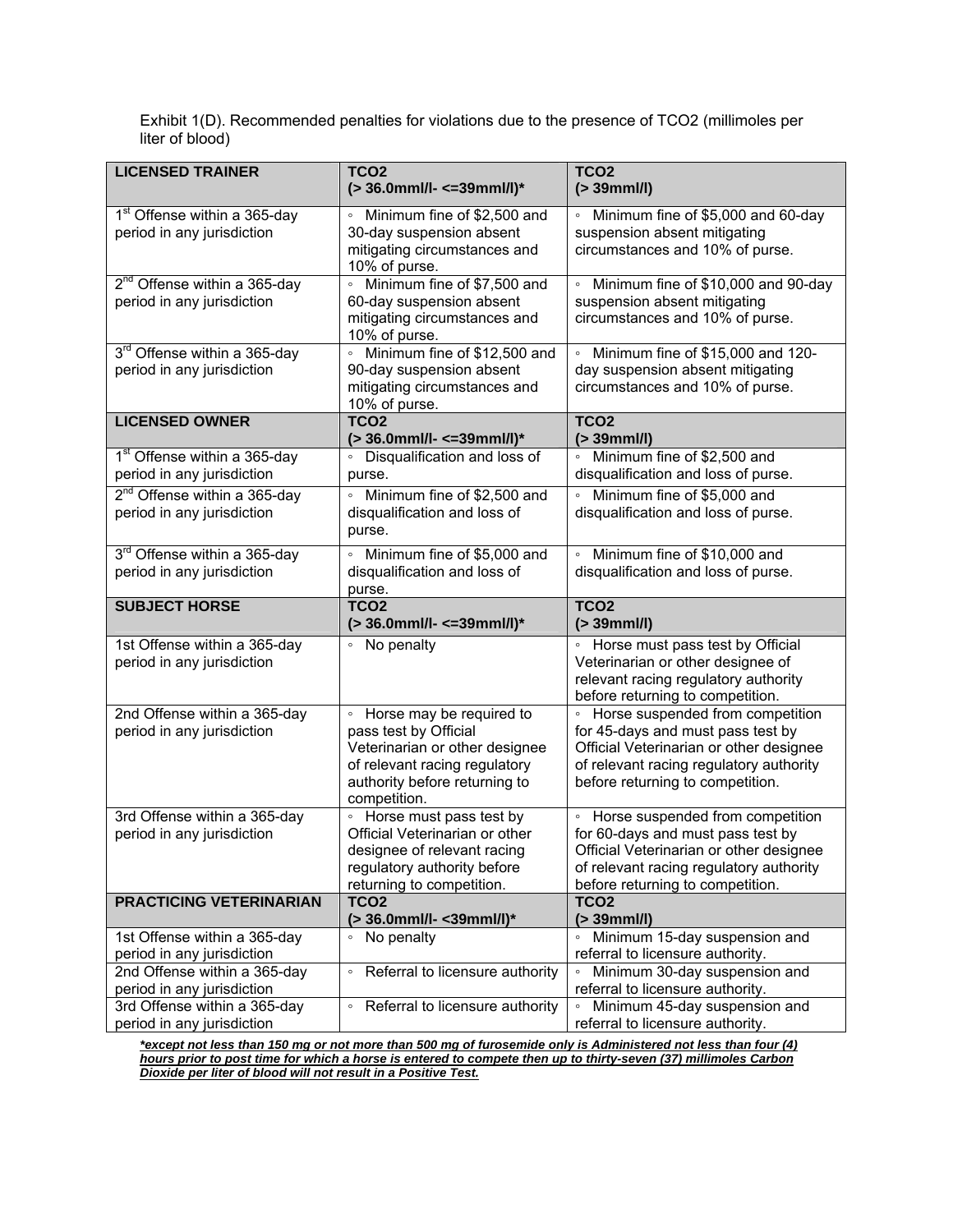Exhibit 1(D). Recommended penalties for violations due to the presence of TCO2 (millimoles per liter of blood)

| LICENSED TRAINER | TCO2 (> 36.0mml/l- <=39mml/l)* | TCO2 (> 39mml/l) |
|---|---|---|
| 1st Offense within a 365-day period in any jurisdiction | ◦ Minimum fine of $2,500 and 30-day suspension absent mitigating circumstances and 10% of purse. | ◦ Minimum fine of $5,000 and 60-day suspension absent mitigating circumstances and 10% of purse. |
| 2nd Offense within a 365-day period in any jurisdiction | ◦ Minimum fine of $7,500 and 60-day suspension absent mitigating circumstances and 10% of purse. | ◦ Minimum fine of $10,000 and 90-day suspension absent mitigating circumstances and 10% of purse. |
| 3rd Offense within a 365-day period in any jurisdiction | ◦ Minimum fine of $12,500 and 90-day suspension absent mitigating circumstances and 10% of purse. | ◦ Minimum fine of $15,000 and 120-day suspension absent mitigating circumstances and 10% of purse. |
| **LICENSED OWNER** | **TCO2 (> 36.0mml/l- <=39mml/l)*** | **TCO2 (> 39mml/l)** |
| 1st Offense within a 365-day period in any jurisdiction | ◦ Disqualification and loss of purse. | ◦ Minimum fine of $2,500 and disqualification and loss of purse. |
| 2nd Offense within a 365-day period in any jurisdiction | ◦ Minimum fine of $2,500 and disqualification and loss of purse. | ◦ Minimum fine of $5,000 and disqualification and loss of purse. |
| 3rd Offense within a 365-day period in any jurisdiction | ◦ Minimum fine of $5,000 and disqualification and loss of purse. | ◦ Minimum fine of $10,000 and disqualification and loss of purse. |
| **SUBJECT HORSE** | **TCO2 (> 36.0mml/l- <=39mml/l)*** | **TCO2 (> 39mml/l)** |
| 1st Offense within a 365-day period in any jurisdiction | ◦ No penalty | ◦ Horse must pass test by Official Veterinarian or other designee of relevant racing regulatory authority before returning to competition. |
| 2nd Offense within a 365-day period in any jurisdiction | ◦ Horse may be required to pass test by Official Veterinarian or other designee of relevant racing regulatory authority before returning to competition. | ◦ Horse suspended from competition for 45-days and must pass test by Official Veterinarian or other designee of relevant racing regulatory authority before returning to competition. |
| 3rd Offense within a 365-day period in any jurisdiction | ◦ Horse must pass test by Official Veterinarian or other designee of relevant racing regulatory authority before returning to competition. | ◦ Horse suspended from competition for 60-days and must pass test by Official Veterinarian or other designee of relevant racing regulatory authority before returning to competition. |
| **PRACTICING VETERINARIAN** | **TCO2 (> 36.0mml/l- <39mml/l)*** | **TCO2 (> 39mml/l)** |
| 1st Offense within a 365-day period in any jurisdiction | ◦ No penalty | ◦ Minimum 15-day suspension and referral to licensure authority. |
| 2nd Offense within a 365-day period in any jurisdiction | ◦ Referral to licensure authority | ◦ Minimum 30-day suspension and referral to licensure authority. |
| 3rd Offense within a 365-day period in any jurisdiction | ◦ Referral to licensure authority | ◦ Minimum 45-day suspension and referral to licensure authority. |

***except not less than 150 mg or not more than 500 mg of furosemide only is Administered not less than four (4) hours prior to post time for which a horse is entered to compete then up to thirty-seven (37) millimoles Carbon Dioxide per liter of blood will not result in a Positive Test.***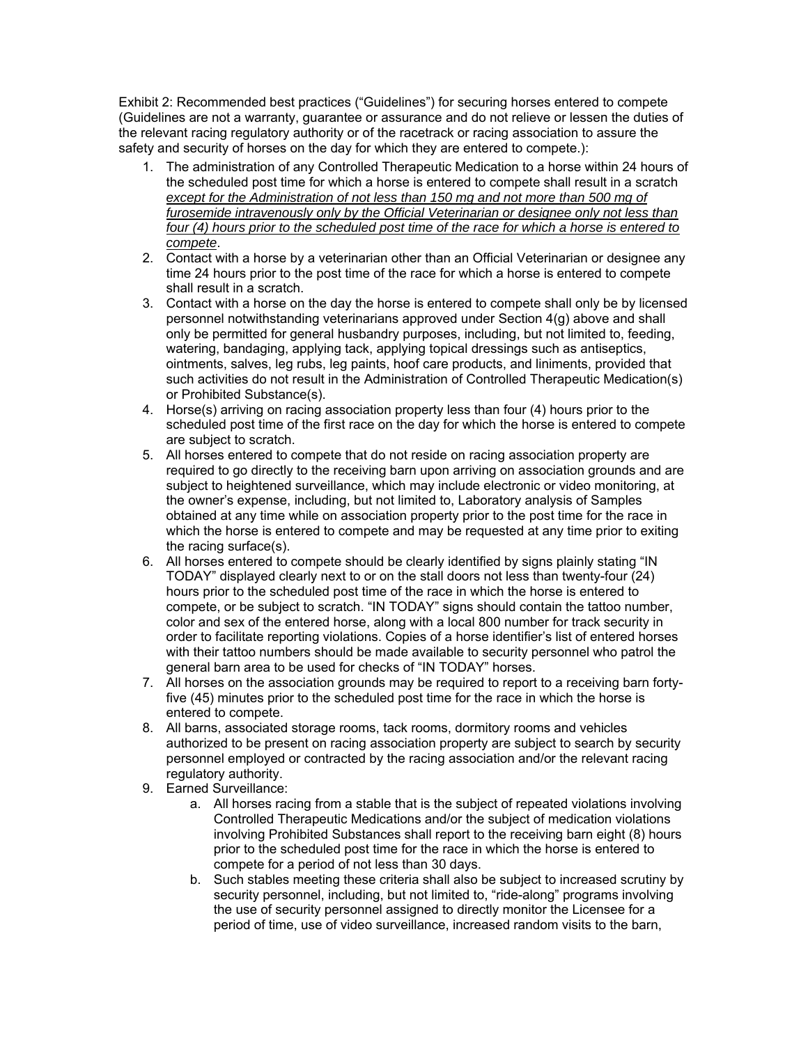Exhibit 2: Recommended best practices ("Guidelines") for securing horses entered to compete (Guidelines are not a warranty, guarantee or assurance and do not relieve or lessen the duties of the relevant racing regulatory authority or of the racetrack or racing association to assure the safety and security of horses on the day for which they are entered to compete.):

1. The administration of any Controlled Therapeutic Medication to a horse within 24 hours of the scheduled post time for which a horse is entered to compete shall result in a scratch *except for the Administration of not less than 150 mg and not more than 500 mg of furosemide intravenously only by the Official Veterinarian or designee only not less than four (4) hours prior to the scheduled post time of the race for which a horse is entered to compete*.
2. Contact with a horse by a veterinarian other than an Official Veterinarian or designee any time 24 hours prior to the post time of the race for which a horse is entered to compete shall result in a scratch.
3. Contact with a horse on the day the horse is entered to compete shall only be by licensed personnel notwithstanding veterinarians approved under Section 4(g) above and shall only be permitted for general husbandry purposes, including, but not limited to, feeding, watering, bandaging, applying tack, applying topical dressings such as antiseptics, ointments, salves, leg rubs, leg paints, hoof care products, and liniments, provided that such activities do not result in the Administration of Controlled Therapeutic Medication(s) or Prohibited Substance(s).
4. Horse(s) arriving on racing association property less than four (4) hours prior to the scheduled post time of the first race on the day for which the horse is entered to compete are subject to scratch.
5. All horses entered to compete that do not reside on racing association property are required to go directly to the receiving barn upon arriving on association grounds and are subject to heightened surveillance, which may include electronic or video monitoring, at the owner's expense, including, but not limited to, Laboratory analysis of Samples obtained at any time while on association property prior to the post time for the race in which the horse is entered to compete and may be requested at any time prior to exiting the racing surface(s).
6. All horses entered to compete should be clearly identified by signs plainly stating "IN TODAY" displayed clearly next to or on the stall doors not less than twenty-four (24) hours prior to the scheduled post time of the race in which the horse is entered to compete, or be subject to scratch. "IN TODAY" signs should contain the tattoo number, color and sex of the entered horse, along with a local 800 number for track security in order to facilitate reporting violations. Copies of a horse identifier's list of entered horses with their tattoo numbers should be made available to security personnel who patrol the general barn area to be used for checks of "IN TODAY" horses.
7. All horses on the association grounds may be required to report to a receiving barn forty-five (45) minutes prior to the scheduled post time for the race in which the horse is entered to compete.
8. All barns, associated storage rooms, tack rooms, dormitory rooms and vehicles authorized to be present on racing association property are subject to search by security personnel employed or contracted by the racing association and/or the relevant racing regulatory authority.
9. Earned Surveillance:
   a. All horses racing from a stable that is the subject of repeated violations involving Controlled Therapeutic Medications and/or the subject of medication violations involving Prohibited Substances shall report to the receiving barn eight (8) hours prior to the scheduled post time for the race in which the horse is entered to compete for a period of not less than 30 days.
   b. Such stables meeting these criteria shall also be subject to increased scrutiny by security personnel, including, but not limited to, "ride-along" programs involving the use of security personnel assigned to directly monitor the Licensee for a period of time, use of video surveillance, increased random visits to the barn,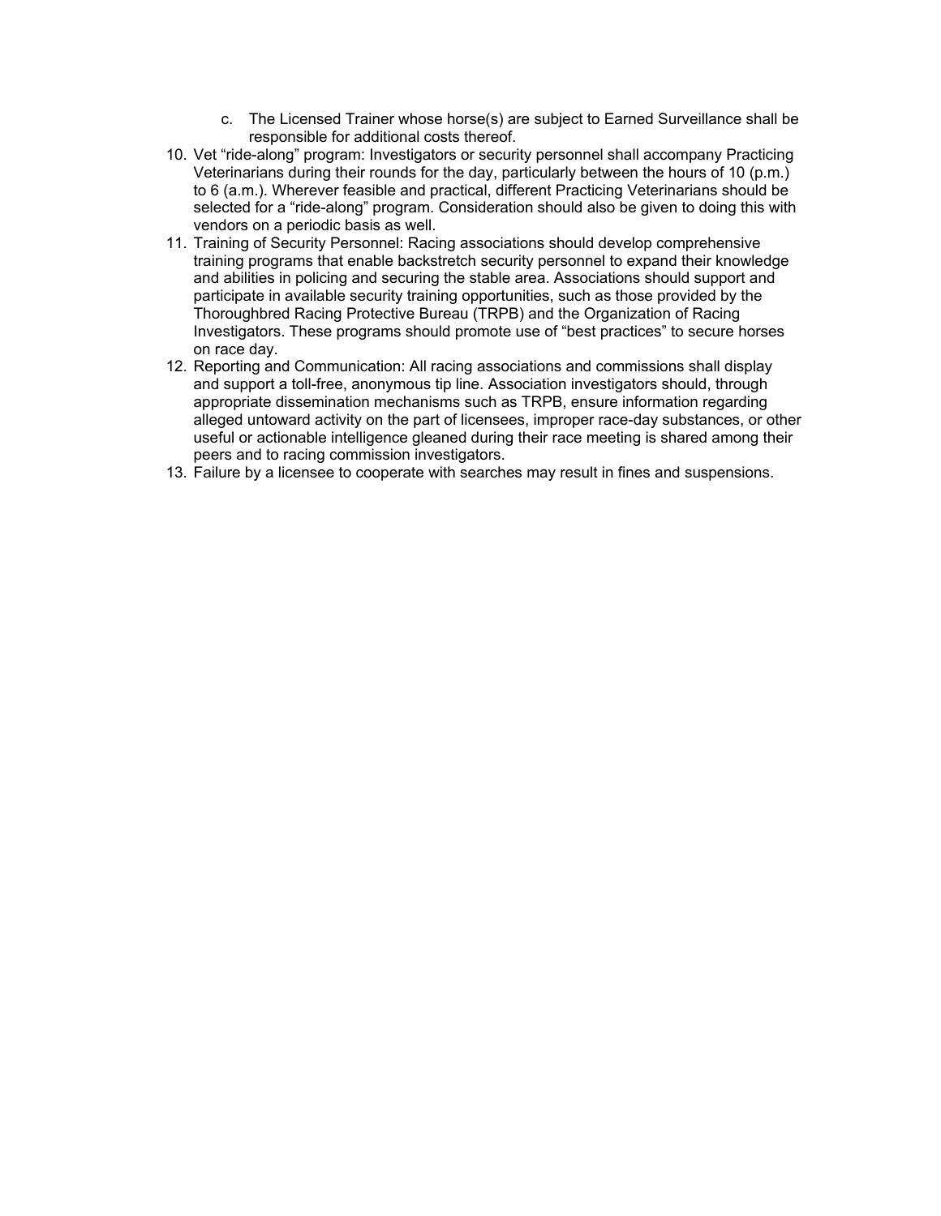c. The Licensed Trainer whose horse(s) are subject to Earned Surveillance shall be responsible for additional costs thereof.

10. Vet "ride-along" program: Investigators or security personnel shall accompany Practicing Veterinarians during their rounds for the day, particularly between the hours of 10 (p.m.) to 6 (a.m.). Wherever feasible and practical, different Practicing Veterinarians should be selected for a "ride-along" program. Consideration should also be given to doing this with vendors on a periodic basis as well.
11. Training of Security Personnel: Racing associations should develop comprehensive training programs that enable backstretch security personnel to expand their knowledge and abilities in policing and securing the stable area. Associations should support and participate in available security training opportunities, such as those provided by the Thoroughbred Racing Protective Bureau (TRPB) and the Organization of Racing Investigators. These programs should promote use of "best practices" to secure horses on race day.
12. Reporting and Communication: All racing associations and commissions shall display and support a toll-free, anonymous tip line. Association investigators should, through appropriate dissemination mechanisms such as TRPB, ensure information regarding alleged untoward activity on the part of licensees, improper race-day substances, or other useful or actionable intelligence gleaned during their race meeting is shared among their peers and to racing commission investigators.
13. Failure by a licensee to cooperate with searches may result in fines and suspensions.